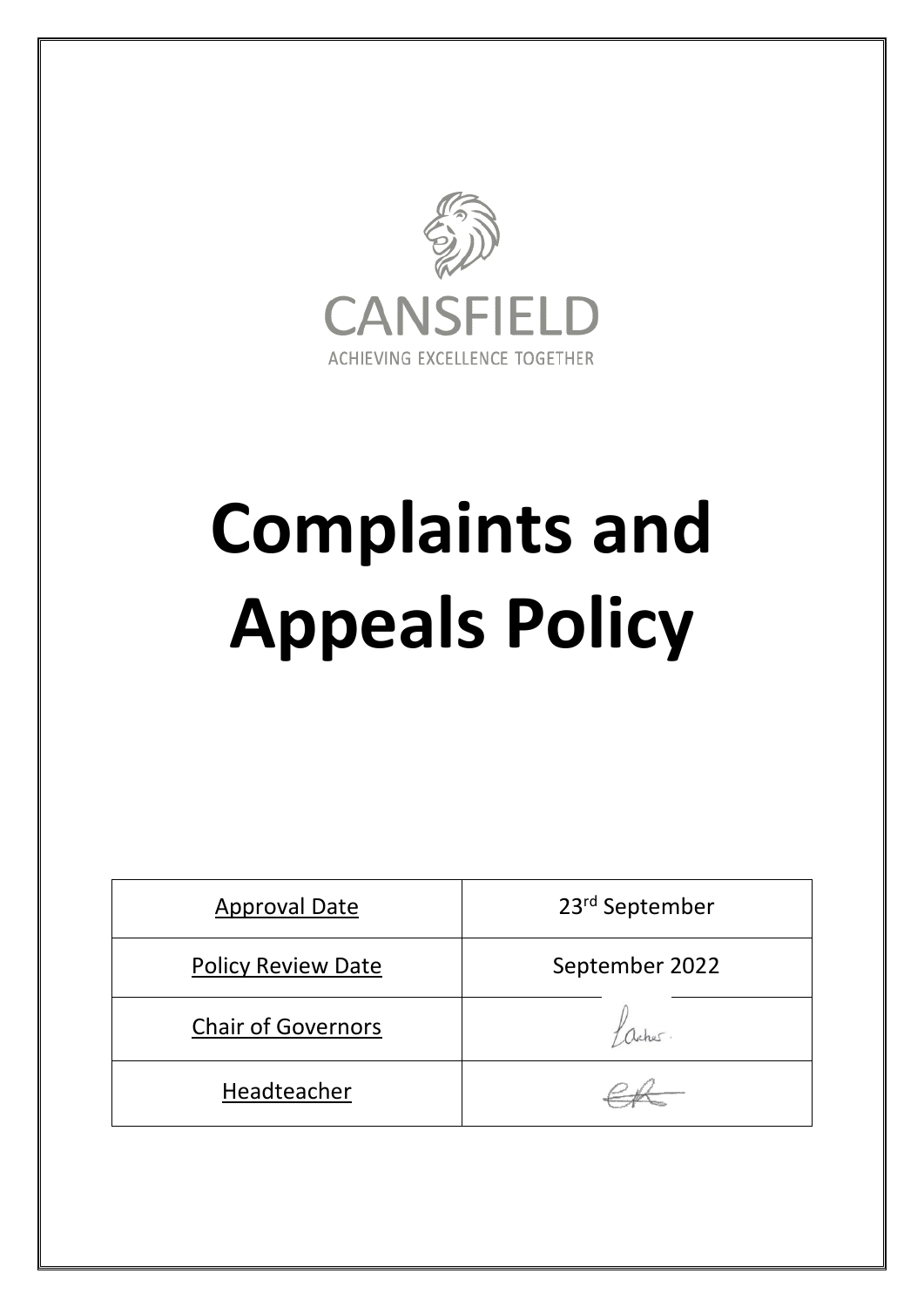CANSFIELD

ACHIEVING EXCELLENCE TOGETHER

# Complaints and Appeals Policy

| Approval Date | 23rd September |
|---|---|
| Policy Review Date | September 2022 |
| Chair of Governors | |
| Headteacher | |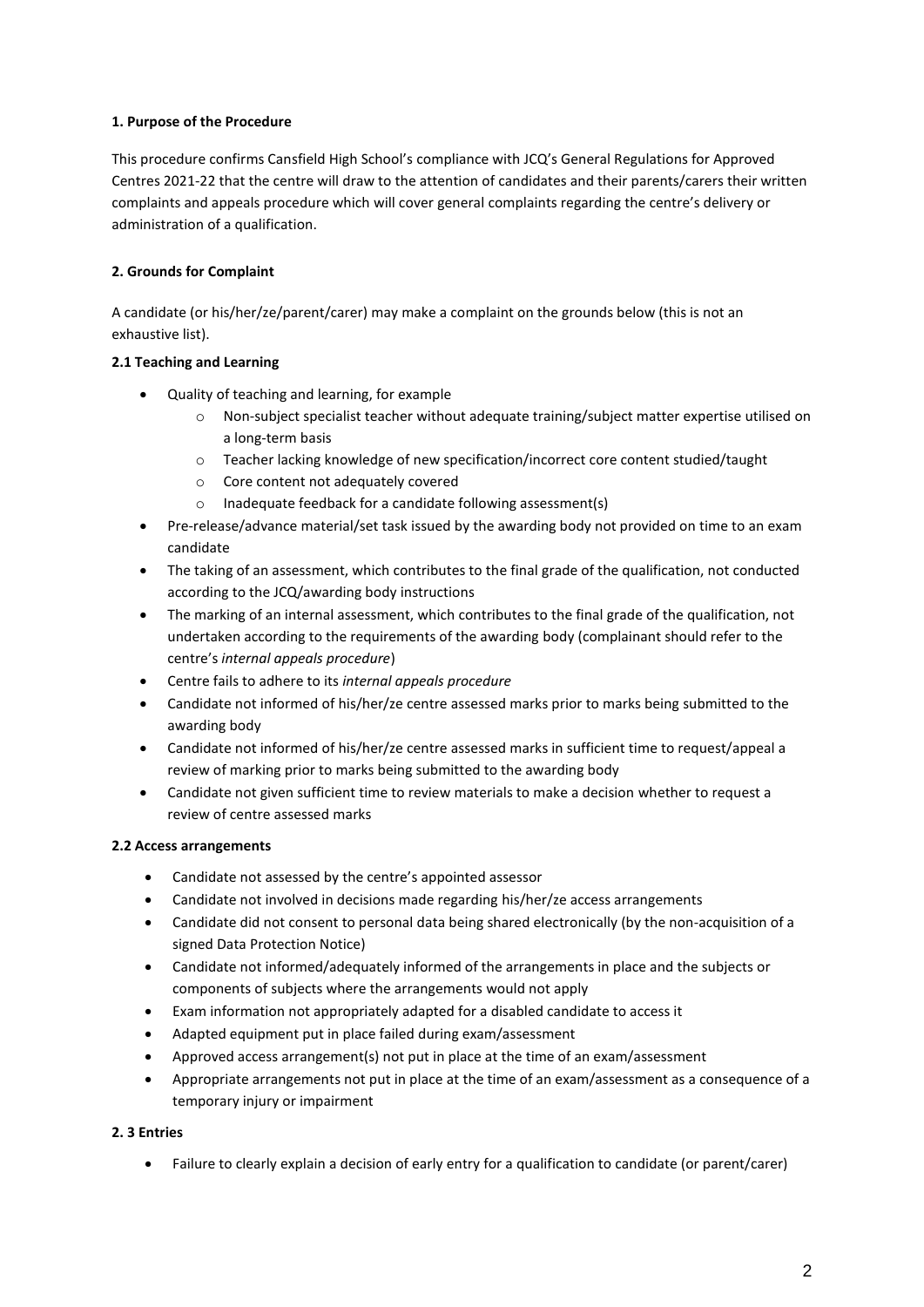**1. Purpose of the Procedure**

This procedure confirms Cansfield High School's compliance with JCQ's General Regulations for Approved Centres 2021-22 that the centre will draw to the attention of candidates and their parents/carers their written complaints and appeals procedure which will cover general complaints regarding the centre's delivery or administration of a qualification.

**2. Grounds for Complaint**

A candidate (or his/her/ze/parent/carer) may make a complaint on the grounds below (this is not an exhaustive list).

**2.1 Teaching and Learning**

- Quality of teaching and learning, for example
  - Non-subject specialist teacher without adequate training/subject matter expertise utilised on a long-term basis
  - Teacher lacking knowledge of new specification/incorrect core content studied/taught
  - Core content not adequately covered
  - Inadequate feedback for a candidate following assessment(s)
- Pre-release/advance material/set task issued by the awarding body not provided on time to an exam candidate
- The taking of an assessment, which contributes to the final grade of the qualification, not conducted according to the JCQ/awarding body instructions
- The marking of an internal assessment, which contributes to the final grade of the qualification, not undertaken according to the requirements of the awarding body (complainant should refer to the centre's *internal appeals procedure*)
- Centre fails to adhere to its *internal appeals procedure*
- Candidate not informed of his/her/ze centre assessed marks prior to marks being submitted to the awarding body
- Candidate not informed of his/her/ze centre assessed marks in sufficient time to request/appeal a review of marking prior to marks being submitted to the awarding body
- Candidate not given sufficient time to review materials to make a decision whether to request a review of centre assessed marks

**2.2 Access arrangements**

- Candidate not assessed by the centre's appointed assessor
- Candidate not involved in decisions made regarding his/her/ze access arrangements
- Candidate did not consent to personal data being shared electronically (by the non-acquisition of a signed Data Protection Notice)
- Candidate not informed/adequately informed of the arrangements in place and the subjects or components of subjects where the arrangements would not apply
- Exam information not appropriately adapted for a disabled candidate to access it
- Adapted equipment put in place failed during exam/assessment
- Approved access arrangement(s) not put in place at the time of an exam/assessment
- Appropriate arrangements not put in place at the time of an exam/assessment as a consequence of a temporary injury or impairment

**2. 3 Entries**

- Failure to clearly explain a decision of early entry for a qualification to candidate (or parent/carer)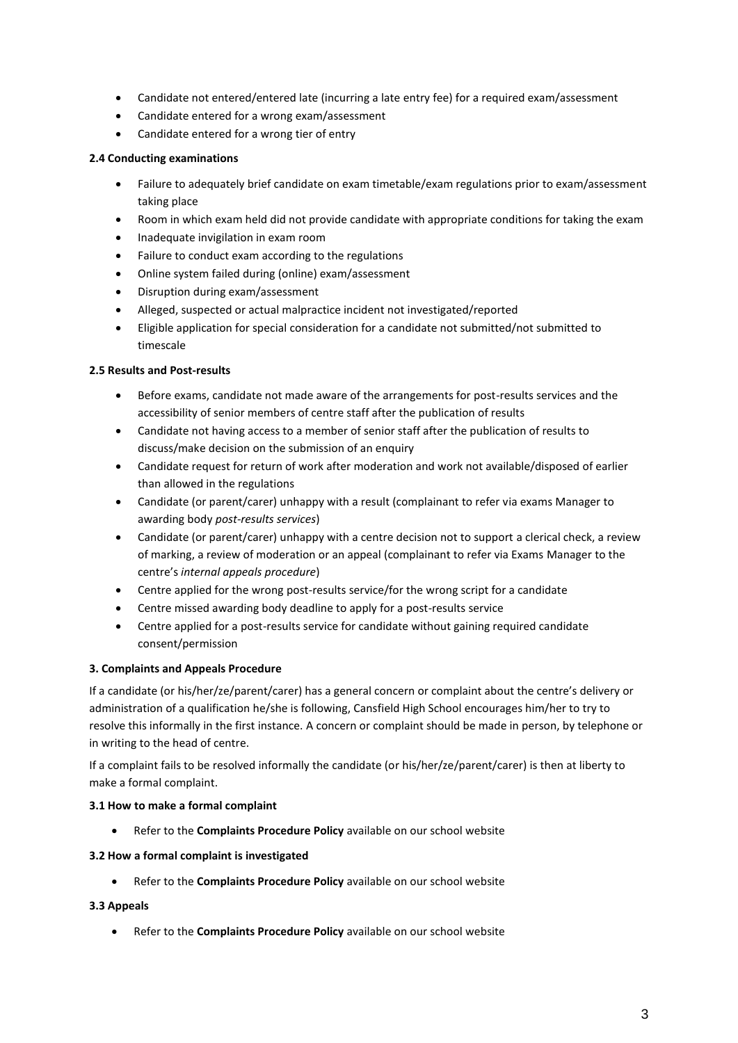- Candidate not entered/entered late (incurring a late entry fee) for a required exam/assessment
- Candidate entered for a wrong exam/assessment
- Candidate entered for a wrong tier of entry

**2.4 Conducting examinations**

- Failure to adequately brief candidate on exam timetable/exam regulations prior to exam/assessment taking place
- Room in which exam held did not provide candidate with appropriate conditions for taking the exam
- Inadequate invigilation in exam room
- Failure to conduct exam according to the regulations
- Online system failed during (online) exam/assessment
- Disruption during exam/assessment
- Alleged, suspected or actual malpractice incident not investigated/reported
- Eligible application for special consideration for a candidate not submitted/not submitted to timescale

**2.5 Results and Post-results**

- Before exams, candidate not made aware of the arrangements for post-results services and the accessibility of senior members of centre staff after the publication of results
- Candidate not having access to a member of senior staff after the publication of results to discuss/make decision on the submission of an enquiry
- Candidate request for return of work after moderation and work not available/disposed of earlier than allowed in the regulations
- Candidate (or parent/carer) unhappy with a result (complainant to refer via exams Manager to awarding body *post-results services*)
- Candidate (or parent/carer) unhappy with a centre decision not to support a clerical check, a review of marking, a review of moderation or an appeal (complainant to refer via Exams Manager to the centre's *internal appeals procedure*)
- Centre applied for the wrong post-results service/for the wrong script for a candidate
- Centre missed awarding body deadline to apply for a post-results service
- Centre applied for a post-results service for candidate without gaining required candidate consent/permission

**3. Complaints and Appeals Procedure**

If a candidate (or his/her/ze/parent/carer) has a general concern or complaint about the centre's delivery or administration of a qualification he/she is following, Cansfield High School encourages him/her to try to resolve this informally in the first instance. A concern or complaint should be made in person, by telephone or in writing to the head of centre.

If a complaint fails to be resolved informally the candidate (or his/her/ze/parent/carer) is then at liberty to make a formal complaint.

**3.1 How to make a formal complaint**

- Refer to the **Complaints Procedure Policy** available on our school website

**3.2 How a formal complaint is investigated**

- Refer to the **Complaints Procedure Policy** available on our school website

**3.3 Appeals**

- Refer to the **Complaints Procedure Policy** available on our school website